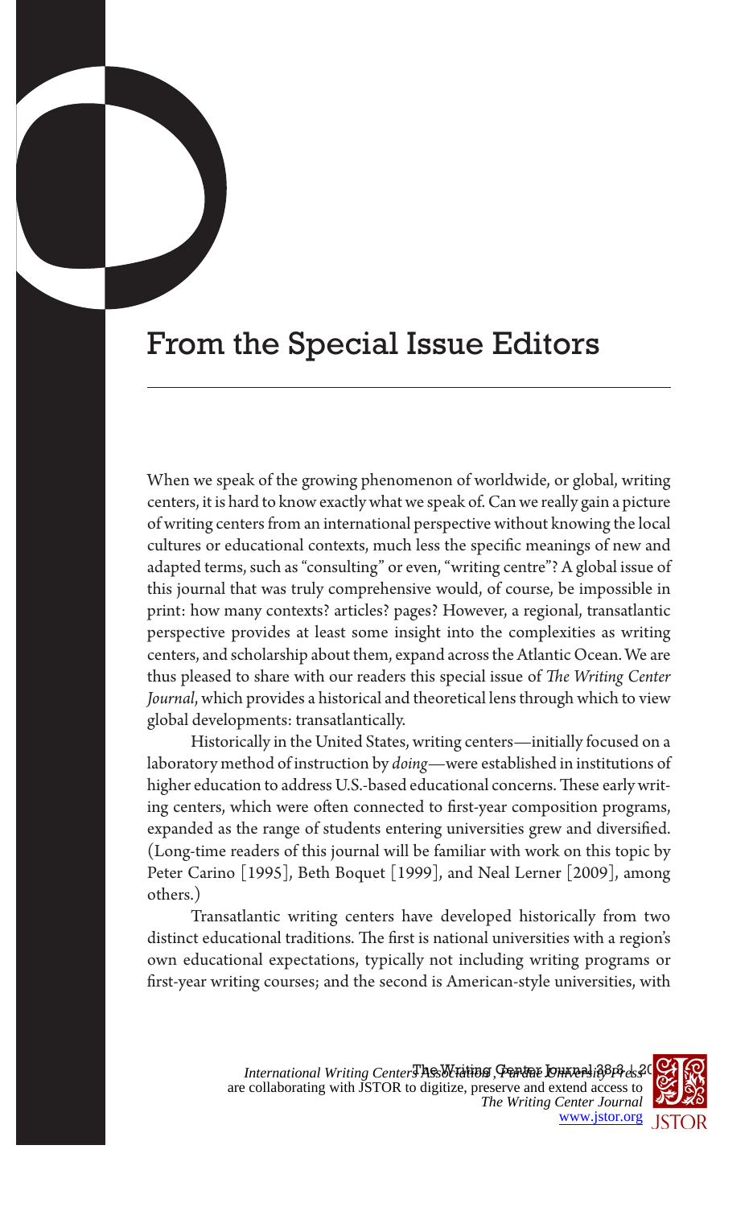# From the Special Issue Editors

When we speak of the growing phenomenon of worldwide, or global, writing centers, it is hard to know exactly what we speak of. Can we really gain a picture of writing centers from an international perspective without knowing the local cultures or educational contexts, much less the specific meanings of new and adapted terms, such as "consulting" or even, "writing centre"? A global issue of this journal that was truly comprehensive would, of course, be impossible in print: how many contexts? articles? pages? However, a regional, transatlantic perspective provides at least some insight into the complexities as writing centers, and scholarship about them, expand across the Atlantic Ocean. We are thus pleased to share with our readers this special issue of *The Writing Center Journal*, which provides a historical and theoretical lens through which to view global developments: transatlantically.

Historically in the United States, writing centers—initially focused on a laboratory method of instruction by *doing*—were established in institutions of higher education to address U.S.-based educational concerns. These early writing centers, which were often connected to first-year composition programs, expanded as the range of students entering universities grew and diversified. (Long-time readers of this journal will be familiar with work on this topic by Peter Carino [1995], Beth Boquet [1999], and Neal Lerner [2009], among others.)

Transatlantic writing centers have developed historically from two distinct educational traditions. The first is national universities with a region's own educational expectations, typically not including writing programs or first-year writing courses; and the second is American-style universities, with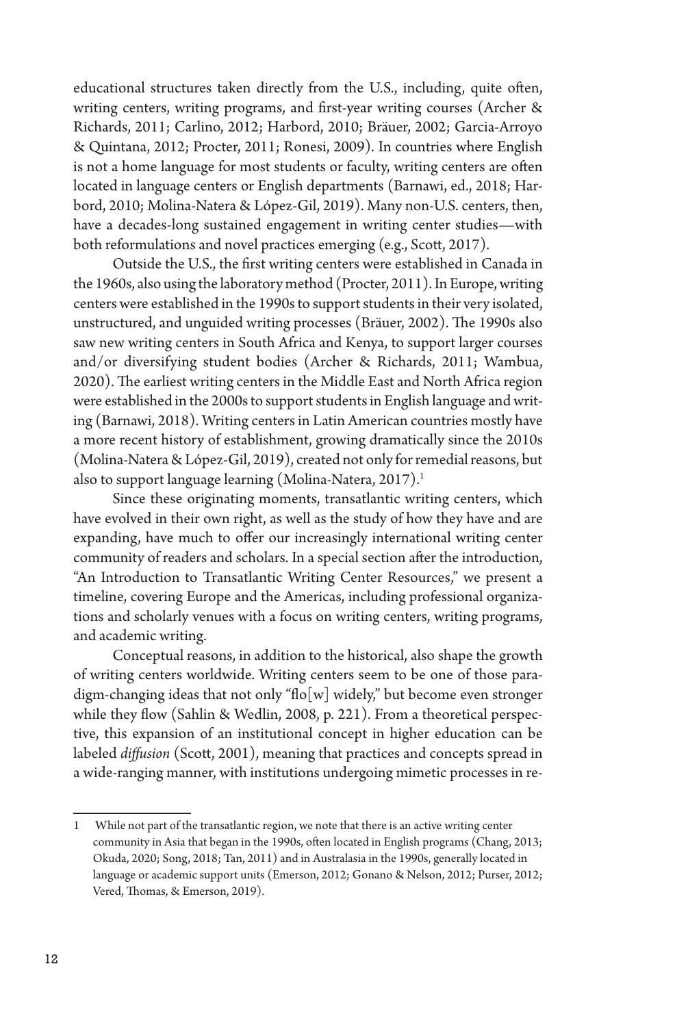educational structures taken directly from the U.S., including, quite often, writing centers, writing programs, and first-year writing courses (Archer & Richards, 2011; Carlino, 2012; Harbord, 2010; Bräuer, 2002; Garcia-Arroyo & Quintana, 2012; Procter, 2011; Ronesi, 2009). In countries where English is not a home language for most students or faculty, writing centers are often located in language centers or English departments (Barnawi, ed., 2018; Harbord, 2010; Molina-Natera & López-Gil, 2019). Many non-U.S. centers, then, have a decades-long sustained engagement in writing center studies—with both reformulations and novel practices emerging (e.g., Scott, 2017).

Outside the U.S., the first writing centers were established in Canada in the 1960s, also using the laboratory method (Procter, 2011). In Europe, writing centers were established in the 1990s to support students in their very isolated, unstructured, and unguided writing processes (Bräuer, 2002). The 1990s also saw new writing centers in South Africa and Kenya, to support larger courses and/or diversifying student bodies (Archer & Richards, 2011; Wambua, 2020). The earliest writing centers in the Middle East and North Africa region were established in the 2000s to support students in English language and writing (Barnawi, 2018). Writing centers in Latin American countries mostly have a more recent history of establishment, growing dramatically since the 2010s (Molina-Natera & López-Gil, 2019), created not only for remedial reasons, but also to support language learning (Molina-Natera, 2017).[1]

Since these originating moments, transatlantic writing centers, which have evolved in their own right, as well as the study of how they have and are expanding, have much to offer our increasingly international writing center community of readers and scholars. In a special section after the introduction, "An Introduction to Transatlantic Writing Center Resources," we present a timeline, covering Europe and the Americas, including professional organizations and scholarly venues with a focus on writing centers, writing programs, and academic writing.

Conceptual reasons, in addition to the historical, also shape the growth of writing centers worldwide. Writing centers seem to be one of those paradigm-changing ideas that not only "flo[w] widely," but become even stronger while they flow (Sahlin & Wedlin, 2008, p. 221). From a theoretical perspective, this expansion of an institutional concept in higher education can be labeled *diffusion* (Scott, 2001), meaning that practices and concepts spread in a wide-ranging manner, with institutions undergoing mimetic processes in re-

---

1 While not part of the transatlantic region, we note that there is an active writing center community in Asia that began in the 1990s, often located in English programs (Chang, 2013; Okuda, 2020; Song, 2018; Tan, 2011) and in Australasia in the 1990s, generally located in language or academic support units (Emerson, 2012; Gonano & Nelson, 2012; Purser, 2012; Vered, Thomas, & Emerson, 2019).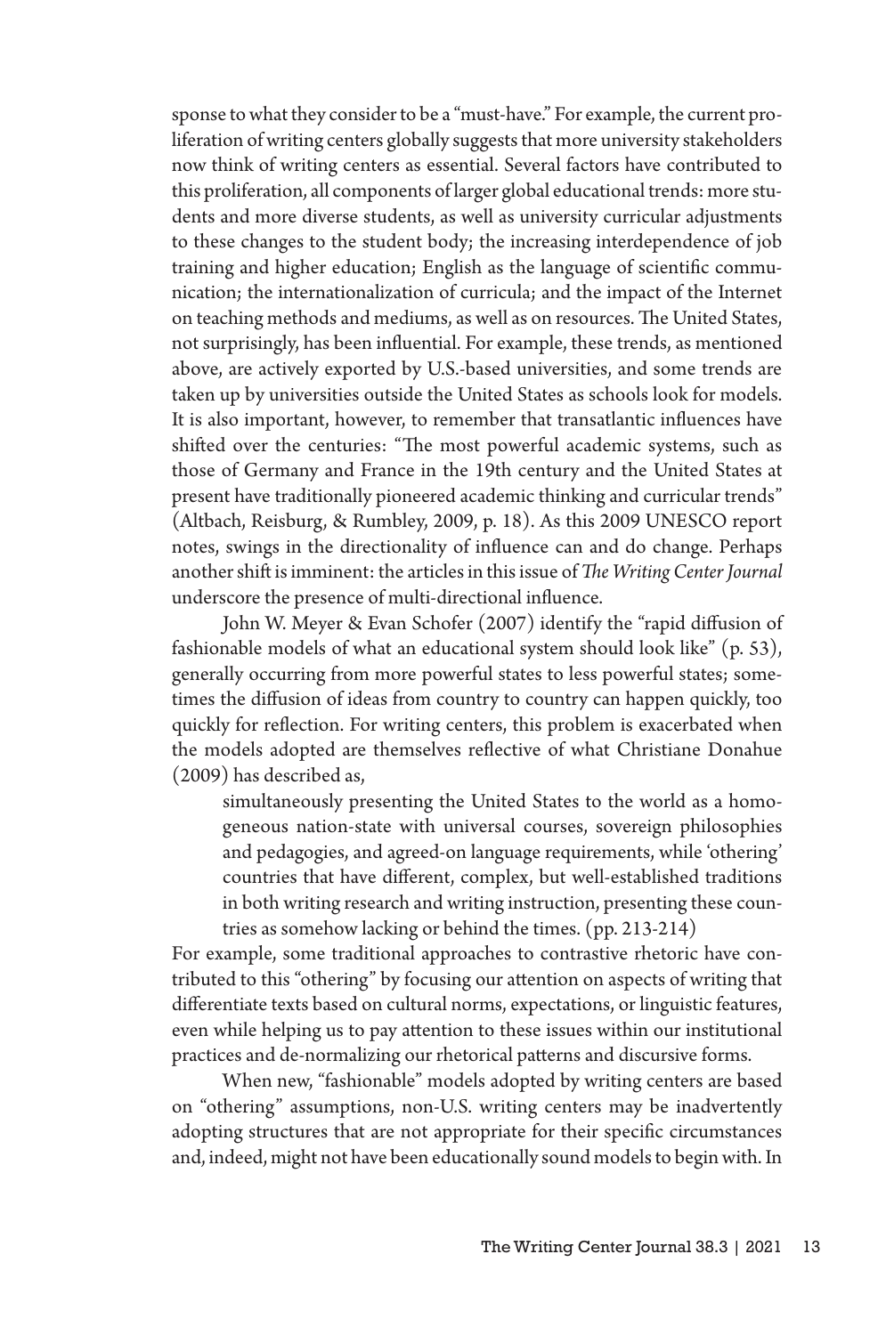sponse to what they consider to be a "must-have." For example, the current proliferation of writing centers globally suggests that more university stakeholders now think of writing centers as essential. Several factors have contributed to this proliferation, all components of larger global educational trends: more students and more diverse students, as well as university curricular adjustments to these changes to the student body; the increasing interdependence of job training and higher education; English as the language of scientific communication; the internationalization of curricula; and the impact of the Internet on teaching methods and mediums, as well as on resources. The United States, not surprisingly, has been influential. For example, these trends, as mentioned above, are actively exported by U.S.-based universities, and some trends are taken up by universities outside the United States as schools look for models. It is also important, however, to remember that transatlantic influences have shifted over the centuries: "The most powerful academic systems, such as those of Germany and France in the 19th century and the United States at present have traditionally pioneered academic thinking and curricular trends" (Altbach, Reisburg, & Rumbley, 2009, p. 18). As this 2009 UNESCO report notes, swings in the directionality of influence can and do change. Perhaps another shift is imminent: the articles in this issue of *The Writing Center Journal* underscore the presence of multi-directional influence.

John W. Meyer & Evan Schofer (2007) identify the "rapid diffusion of fashionable models of what an educational system should look like" (p. 53), generally occurring from more powerful states to less powerful states; sometimes the diffusion of ideas from country to country can happen quickly, too quickly for reflection. For writing centers, this problem is exacerbated when the models adopted are themselves reflective of what Christiane Donahue (2009) has described as,

> simultaneously presenting the United States to the world as a homogeneous nation-state with universal courses, sovereign philosophies and pedagogies, and agreed-on language requirements, while 'othering' countries that have different, complex, but well-established traditions in both writing research and writing instruction, presenting these countries as somehow lacking or behind the times. (pp. 213-214)

For example, some traditional approaches to contrastive rhetoric have contributed to this "othering" by focusing our attention on aspects of writing that differentiate texts based on cultural norms, expectations, or linguistic features, even while helping us to pay attention to these issues within our institutional practices and de-normalizing our rhetorical patterns and discursive forms.

When new, "fashionable" models adopted by writing centers are based on "othering" assumptions, non-U.S. writing centers may be inadvertently adopting structures that are not appropriate for their specific circumstances and, indeed, might not have been educationally sound models to begin with. In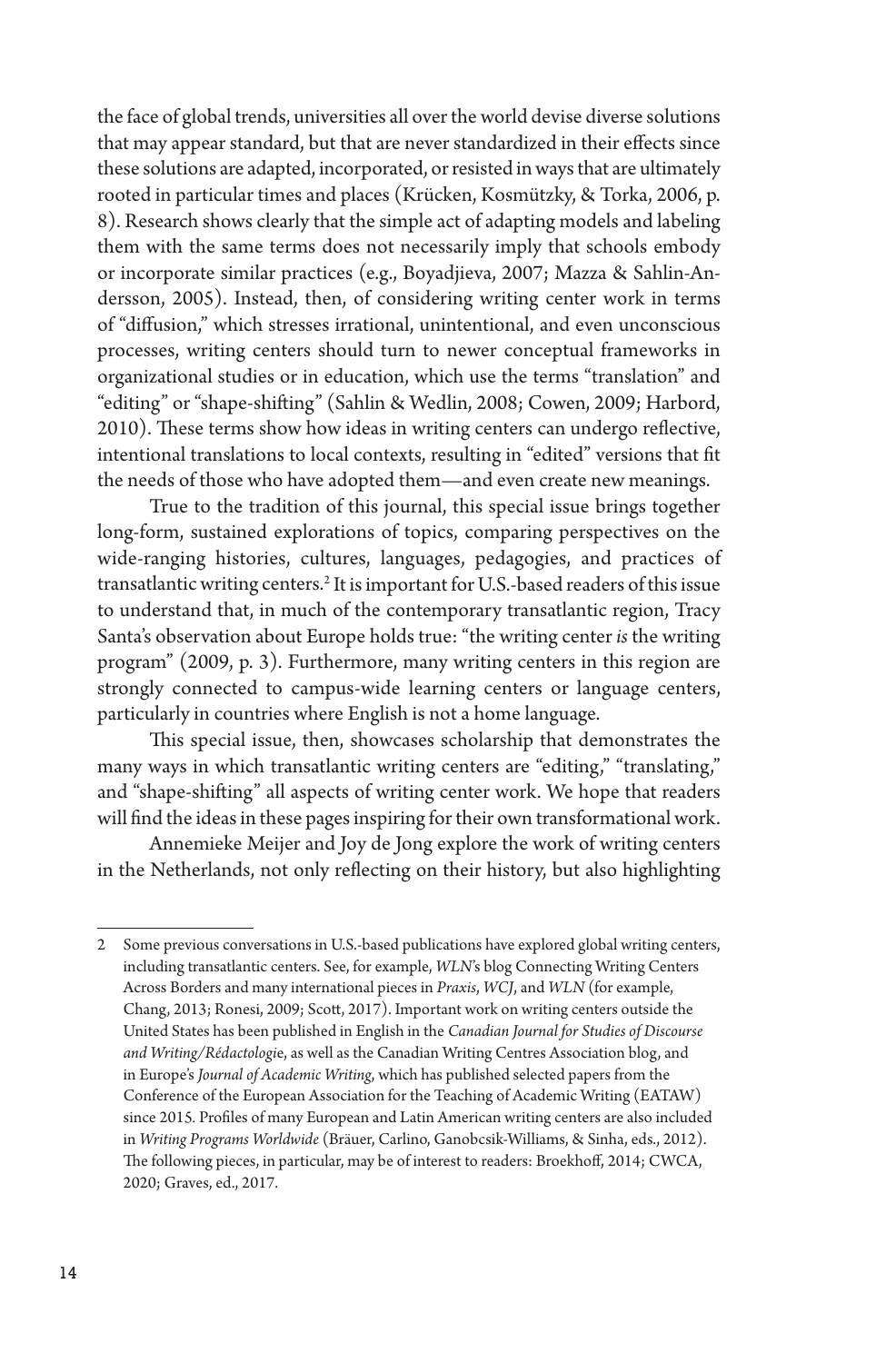the face of global trends, universities all over the world devise diverse solutions that may appear standard, but that are never standardized in their effects since these solutions are adapted, incorporated, or resisted in ways that are ultimately rooted in particular times and places (Krücken, Kosmützky, & Torka, 2006, p. 8). Research shows clearly that the simple act of adapting models and labeling them with the same terms does not necessarily imply that schools embody or incorporate similar practices (e.g., Boyadjieva, 2007; Mazza & Sahlin-Andersson, 2005). Instead, then, of considering writing center work in terms of "diffusion," which stresses irrational, unintentional, and even unconscious processes, writing centers should turn to newer conceptual frameworks in organizational studies or in education, which use the terms "translation" and "editing" or "shape-shifting" (Sahlin & Wedlin, 2008; Cowen, 2009; Harbord, 2010). These terms show how ideas in writing centers can undergo reflective, intentional translations to local contexts, resulting in "edited" versions that fit the needs of those who have adopted them—and even create new meanings.

True to the tradition of this journal, this special issue brings together long-form, sustained explorations of topics, comparing perspectives on the wide-ranging histories, cultures, languages, pedagogies, and practices of transatlantic writing centers.[2] It is important for U.S.-based readers of this issue to understand that, in much of the contemporary transatlantic region, Tracy Santa's observation about Europe holds true: "the writing center *is* the writing program" (2009, p. 3). Furthermore, many writing centers in this region are strongly connected to campus-wide learning centers or language centers, particularly in countries where English is not a home language.

This special issue, then, showcases scholarship that demonstrates the many ways in which transatlantic writing centers are "editing," "translating," and "shape-shifting" all aspects of writing center work. We hope that readers will find the ideas in these pages inspiring for their own transformational work.

Annemieke Meijer and Joy de Jong explore the work of writing centers in the Netherlands, not only reflecting on their history, but also highlighting

---

2 Some previous conversations in U.S.-based publications have explored global writing centers, including transatlantic centers. See, for example, *WLN*'s blog Connecting Writing Centers Across Borders and many international pieces in *Praxis*, *WCJ*, and *WLN* (for example, Chang, 2013; Ronesi, 2009; Scott, 2017). Important work on writing centers outside the United States has been published in English in the *Canadian Journal for Studies of Discourse and Writing/Rédactologie*, as well as the Canadian Writing Centres Association blog, and in Europe's *Journal of Academic Writing*, which has published selected papers from the Conference of the European Association for the Teaching of Academic Writing (EATAW) since 2015. Profiles of many European and Latin American writing centers are also included in *Writing Programs Worldwide* (Bräuer, Carlino, Ganobcsik-Williams, & Sinha, eds., 2012). The following pieces, in particular, may be of interest to readers: Broekhoff, 2014; CWCA, 2020; Graves, ed., 2017.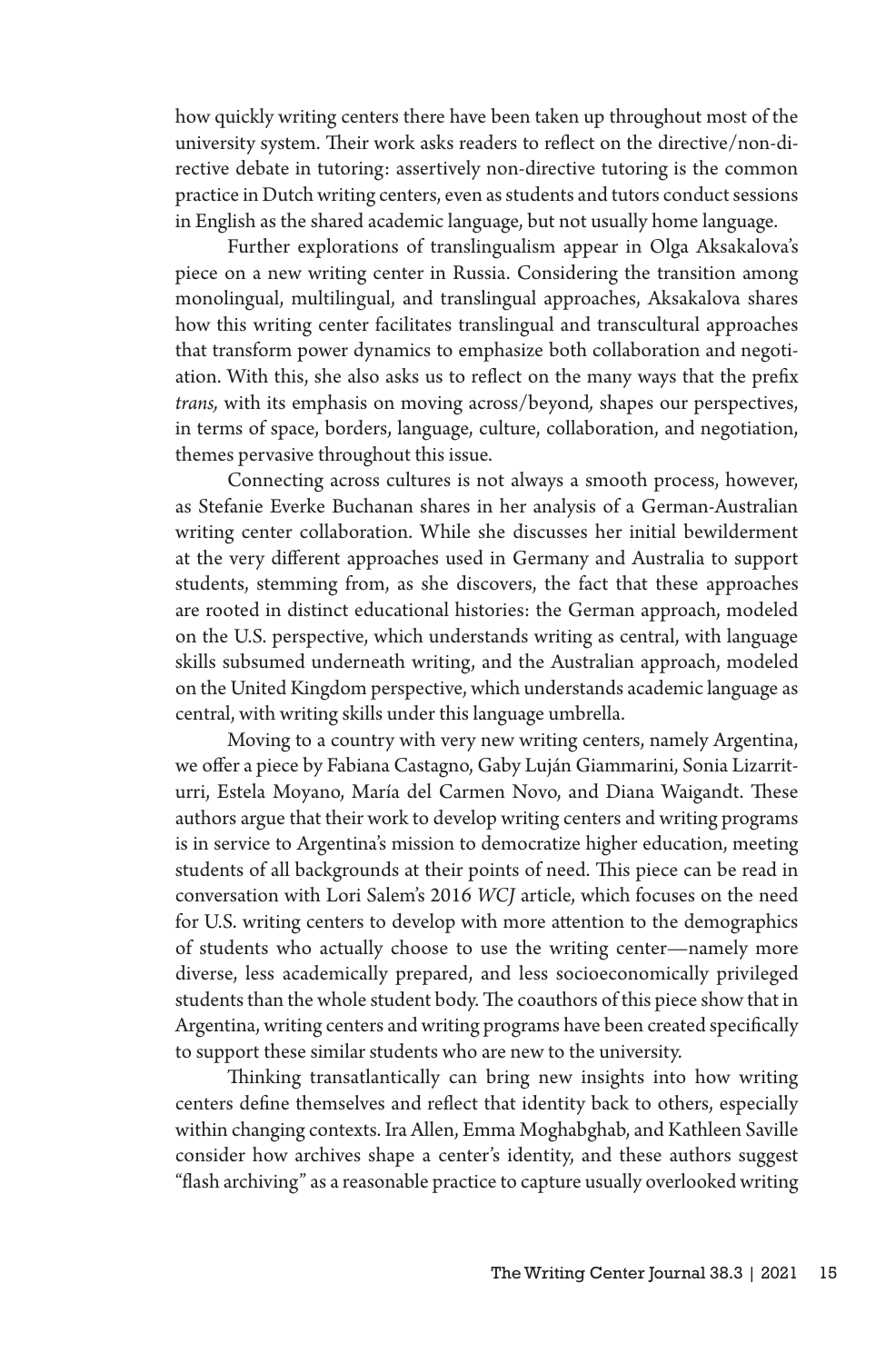how quickly writing centers there have been taken up throughout most of the university system. Their work asks readers to reflect on the directive/non-directive debate in tutoring: assertively non-directive tutoring is the common practice in Dutch writing centers, even as students and tutors conduct sessions in English as the shared academic language, but not usually home language.

Further explorations of translingualism appear in Olga Aksakalova's piece on a new writing center in Russia. Considering the transition among monolingual, multilingual, and translingual approaches, Aksakalova shares how this writing center facilitates translingual and transcultural approaches that transform power dynamics to emphasize both collaboration and negotiation. With this, she also asks us to reflect on the many ways that the prefix *trans,* with its emphasis on moving across/beyond*,* shapes our perspectives, in terms of space, borders, language, culture, collaboration, and negotiation, themes pervasive throughout this issue.

Connecting across cultures is not always a smooth process, however, as Stefanie Everke Buchanan shares in her analysis of a German-Australian writing center collaboration. While she discusses her initial bewilderment at the very different approaches used in Germany and Australia to support students, stemming from, as she discovers, the fact that these approaches are rooted in distinct educational histories: the German approach, modeled on the U.S. perspective, which understands writing as central, with language skills subsumed underneath writing, and the Australian approach, modeled on the United Kingdom perspective, which understands academic language as central, with writing skills under this language umbrella.

Moving to a country with very new writing centers, namely Argentina, we offer a piece by Fabiana Castagno, Gaby Luján Giammarini, Sonia Lizarriturri, Estela Moyano, María del Carmen Novo, and Diana Waigandt. These authors argue that their work to develop writing centers and writing programs is in service to Argentina's mission to democratize higher education, meeting students of all backgrounds at their points of need. This piece can be read in conversation with Lori Salem's 2016 *WCJ* article, which focuses on the need for U.S. writing centers to develop with more attention to the demographics of students who actually choose to use the writing center—namely more diverse, less academically prepared, and less socioeconomically privileged students than the whole student body. The coauthors of this piece show that in Argentina, writing centers and writing programs have been created specifically to support these similar students who are new to the university.

Thinking transatlantically can bring new insights into how writing centers define themselves and reflect that identity back to others, especially within changing contexts. Ira Allen, Emma Moghabghab, and Kathleen Saville consider how archives shape a center's identity, and these authors suggest "flash archiving" as a reasonable practice to capture usually overlooked writing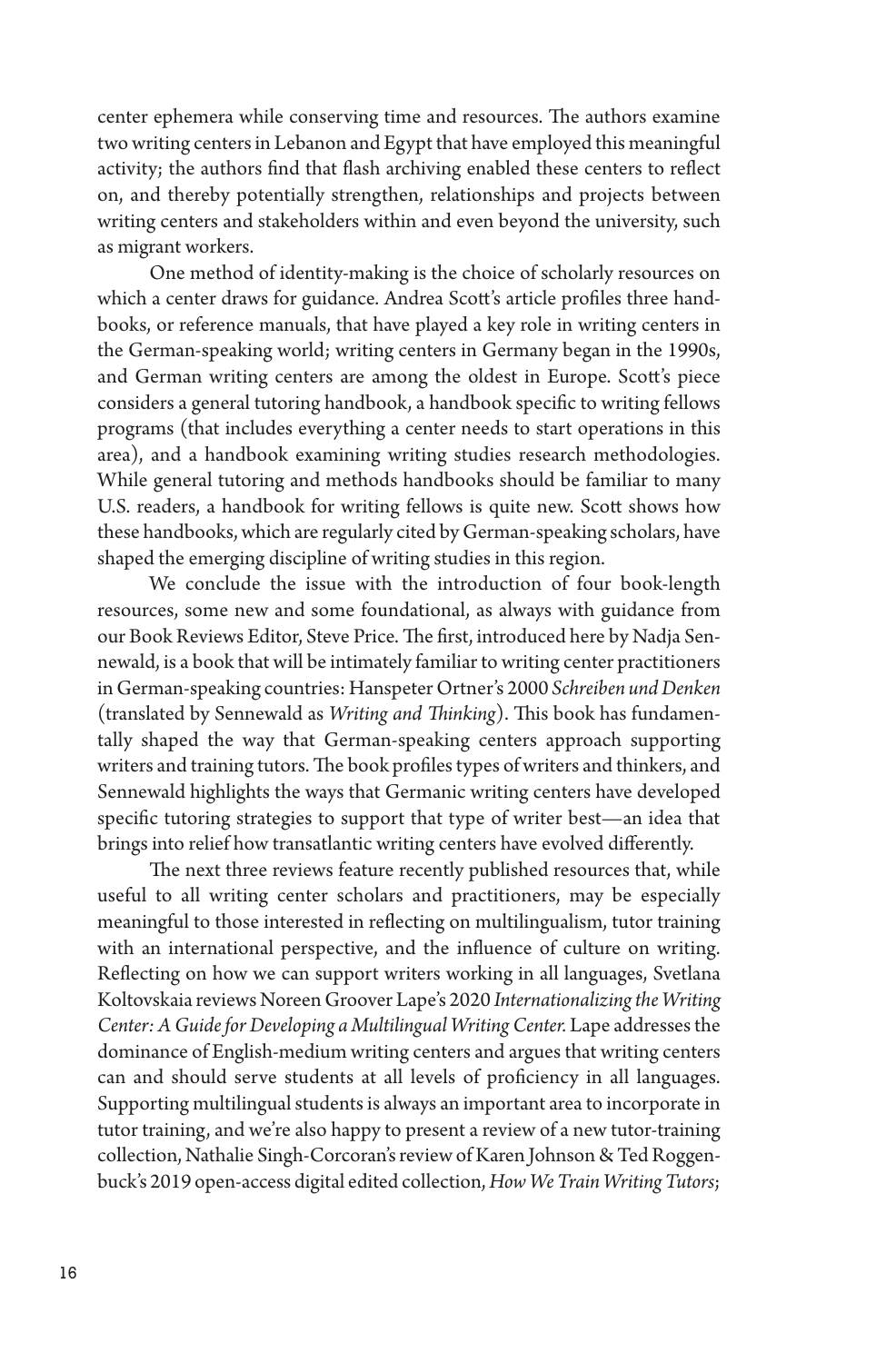center ephemera while conserving time and resources. The authors examine two writing centers in Lebanon and Egypt that have employed this meaningful activity; the authors find that flash archiving enabled these centers to reflect on, and thereby potentially strengthen, relationships and projects between writing centers and stakeholders within and even beyond the university, such as migrant workers.

One method of identity-making is the choice of scholarly resources on which a center draws for guidance. Andrea Scott's article profiles three handbooks, or reference manuals, that have played a key role in writing centers in the German-speaking world; writing centers in Germany began in the 1990s, and German writing centers are among the oldest in Europe. Scott's piece considers a general tutoring handbook, a handbook specific to writing fellows programs (that includes everything a center needs to start operations in this area), and a handbook examining writing studies research methodologies. While general tutoring and methods handbooks should be familiar to many U.S. readers, a handbook for writing fellows is quite new. Scott shows how these handbooks, which are regularly cited by German-speaking scholars, have shaped the emerging discipline of writing studies in this region.

We conclude the issue with the introduction of four book-length resources, some new and some foundational, as always with guidance from our Book Reviews Editor, Steve Price. The first, introduced here by Nadja Sennewald, is a book that will be intimately familiar to writing center practitioners in German-speaking countries: Hanspeter Ortner's 2000 *Schreiben und Denken* (translated by Sennewald as *Writing and Thinking*). This book has fundamentally shaped the way that German-speaking centers approach supporting writers and training tutors. The book profiles types of writers and thinkers, and Sennewald highlights the ways that Germanic writing centers have developed specific tutoring strategies to support that type of writer best—an idea that brings into relief how transatlantic writing centers have evolved differently.

The next three reviews feature recently published resources that, while useful to all writing center scholars and practitioners, may be especially meaningful to those interested in reflecting on multilingualism, tutor training with an international perspective, and the influence of culture on writing. Reflecting on how we can support writers working in all languages, Svetlana Koltovskaia reviews Noreen Groover Lape's 2020 *Internationalizing the Writing Center: A Guide for Developing a Multilingual Writing Center.* Lape addresses the dominance of English-medium writing centers and argues that writing centers can and should serve students at all levels of proficiency in all languages. Supporting multilingual students is always an important area to incorporate in tutor training, and we're also happy to present a review of a new tutor-training collection, Nathalie Singh-Corcoran's review of Karen Johnson & Ted Roggenbuck's 2019 open-access digital edited collection, *How We Train Writing Tutors*;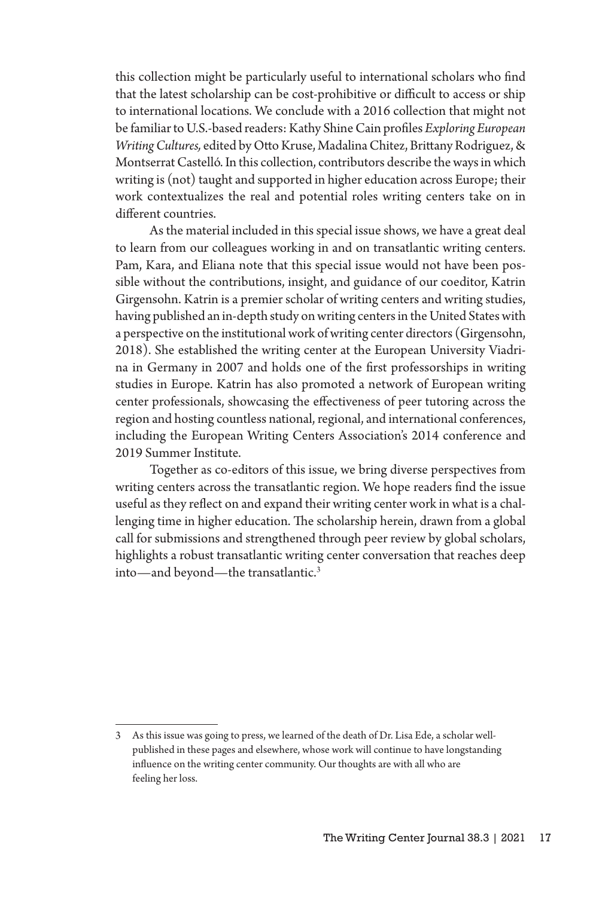this collection might be particularly useful to international scholars who find that the latest scholarship can be cost-prohibitive or difficult to access or ship to international locations. We conclude with a 2016 collection that might not be familiar to U.S.-based readers: Kathy Shine Cain profiles *Exploring European Writing Cultures,* edited by Otto Kruse, Madalina Chitez, Brittany Rodriguez, & Montserrat Castelló. In this collection, contributors describe the ways in which writing is (not) taught and supported in higher education across Europe; their work contextualizes the real and potential roles writing centers take on in different countries.

As the material included in this special issue shows, we have a great deal to learn from our colleagues working in and on transatlantic writing centers. Pam, Kara, and Eliana note that this special issue would not have been possible without the contributions, insight, and guidance of our coeditor, Katrin Girgensohn. Katrin is a premier scholar of writing centers and writing studies, having published an in-depth study on writing centers in the United States with a perspective on the institutional work of writing center directors (Girgensohn, 2018). She established the writing center at the European University Viadrina in Germany in 2007 and holds one of the first professorships in writing studies in Europe. Katrin has also promoted a network of European writing center professionals, showcasing the effectiveness of peer tutoring across the region and hosting countless national, regional, and international conferences, including the European Writing Centers Association's 2014 conference and 2019 Summer Institute.

Together as co-editors of this issue, we bring diverse perspectives from writing centers across the transatlantic region. We hope readers find the issue useful as they reflect on and expand their writing center work in what is a challenging time in higher education. The scholarship herein, drawn from a global call for submissions and strengthened through peer review by global scholars, highlights a robust transatlantic writing center conversation that reaches deep into—and beyond—the transatlantic.[3]

3 As this issue was going to press, we learned of the death of Dr. Lisa Ede, a scholar well-published in these pages and elsewhere, whose work will continue to have longstanding influence on the writing center community. Our thoughts are with all who are feeling her loss.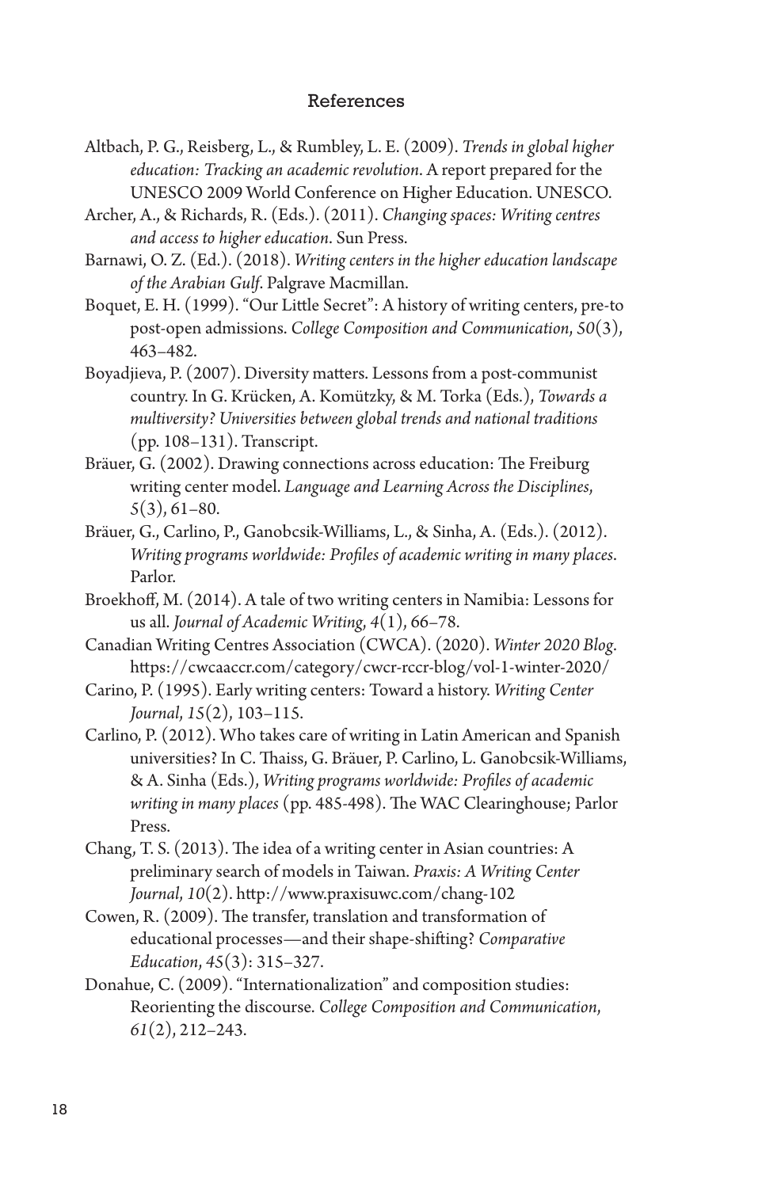## References

Altbach, P. G., Reisberg, L., & Rumbley, L. E. (2009). *Trends in global higher education: Tracking an academic revolution*. A report prepared for the UNESCO 2009 World Conference on Higher Education. UNESCO.

Archer, A., & Richards, R. (Eds.). (2011). *Changing spaces: Writing centres and access to higher education*. Sun Press.

Barnawi, O. Z. (Ed.). (2018). *Writing centers in the higher education landscape of the Arabian Gulf*. Palgrave Macmillan.

Boquet, E. H. (1999). "Our Little Secret": A history of writing centers, pre-to post-open admissions. *College Composition and Communication*, *50*(3), 463–482.

Boyadjieva, P. (2007). Diversity matters. Lessons from a post-communist country. In G. Krücken, A. Komützky, & M. Torka (Eds.), *Towards a multiversity? Universities between global trends and national traditions* (pp. 108–131). Transcript.

Bräuer, G. (2002). Drawing connections across education: The Freiburg writing center model. *Language and Learning Across the Disciplines*, *5*(3), 61–80.

Bräuer, G., Carlino, P., Ganobcsik-Williams, L., & Sinha, A. (Eds.). (2012). *Writing programs worldwide: Profiles of academic writing in many places*. Parlor.

Broekhoff, M. (2014). A tale of two writing centers in Namibia: Lessons for us all. *Journal of Academic Writing*, *4*(1), 66–78.

Canadian Writing Centres Association (CWCA). (2020). *Winter 2020 Blog*. https://cwcaaccr.com/category/cwcr-rccr-blog/vol-1-winter-2020/

Carino, P. (1995). Early writing centers: Toward a history. *Writing Center Journal*, *15*(2), 103–115.

Carlino, P. (2012). Who takes care of writing in Latin American and Spanish universities? In C. Thaiss, G. Bräuer, P. Carlino, L. Ganobcsik-Williams, & A. Sinha (Eds.), *Writing programs worldwide: Profiles of academic writing in many places* (pp. 485-498). The WAC Clearinghouse; Parlor Press.

Chang, T. S. (2013). The idea of a writing center in Asian countries: A preliminary search of models in Taiwan. *Praxis: A Writing Center Journal*, *10*(2). http://www.praxisuwc.com/chang-102

Cowen, R. (2009). The transfer, translation and transformation of educational processes—and their shape-shifting? *Comparative Education*, *45*(3): 315–327.

Donahue, C. (2009). "Internationalization" and composition studies: Reorienting the discourse. *College Composition and Communication*, *61*(2), 212–243.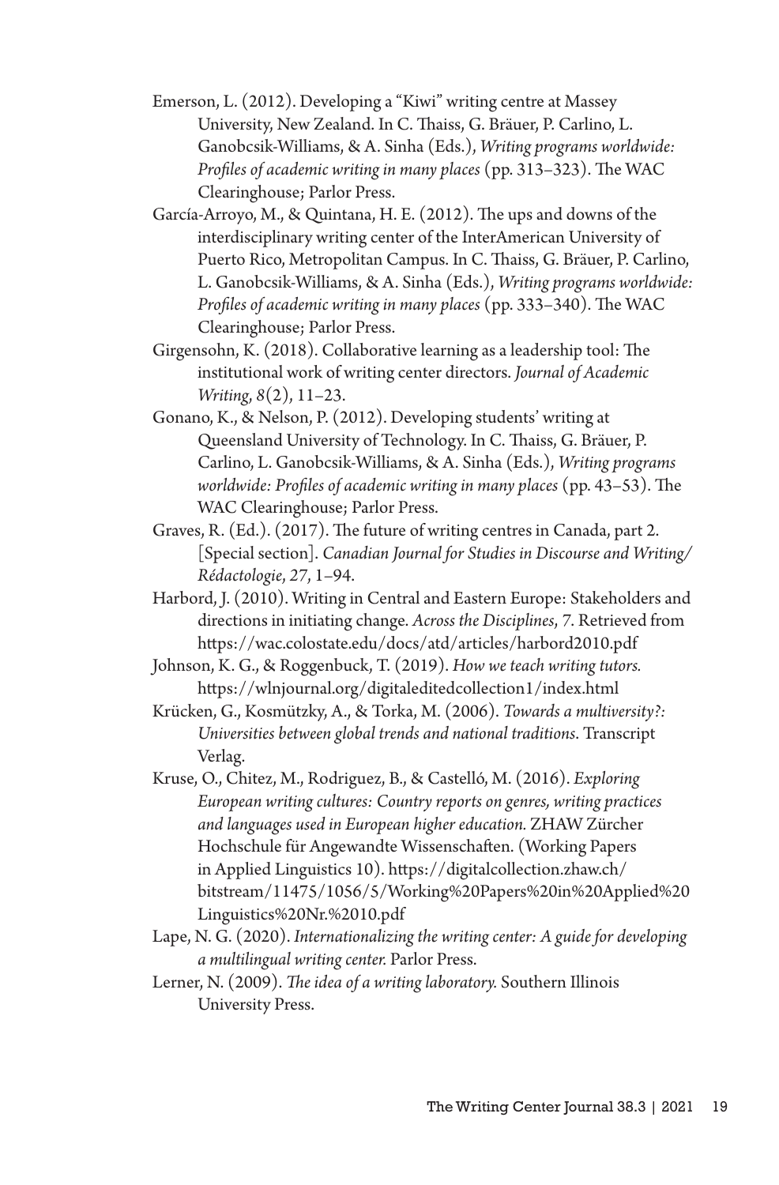Emerson, L. (2012). Developing a "Kiwi" writing centre at Massey University, New Zealand. In C. Thaiss, G. Bräuer, P. Carlino, L. Ganobcsik-Williams, & A. Sinha (Eds.), *Writing programs worldwide: Profiles of academic writing in many places* (pp. 313–323). The WAC Clearinghouse; Parlor Press.

García-Arroyo, M., & Quintana, H. E. (2012). The ups and downs of the interdisciplinary writing center of the InterAmerican University of Puerto Rico, Metropolitan Campus. In C. Thaiss, G. Bräuer, P. Carlino, L. Ganobcsik-Williams, & A. Sinha (Eds.), *Writing programs worldwide: Profiles of academic writing in many places* (pp. 333–340). The WAC Clearinghouse; Parlor Press.

Girgensohn, K. (2018). Collaborative learning as a leadership tool: The institutional work of writing center directors. *Journal of Academic Writing*, *8*(2), 11–23.

Gonano, K., & Nelson, P. (2012). Developing students' writing at Queensland University of Technology. In C. Thaiss, G. Bräuer, P. Carlino, L. Ganobcsik-Williams, & A. Sinha (Eds.), *Writing programs worldwide: Profiles of academic writing in many places* (pp. 43–53). The WAC Clearinghouse; Parlor Press.

Graves, R. (Ed.). (2017). The future of writing centres in Canada, part 2. [Special section]. *Canadian Journal for Studies in Discourse and Writing/Rédactologie*, *27*, 1–94.

Harbord, J. (2010). Writing in Central and Eastern Europe: Stakeholders and directions in initiating change. *Across the Disciplines*, *7*. Retrieved from https://wac.colostate.edu/docs/atd/articles/harbord2010.pdf

Johnson, K. G., & Roggenbuck, T. (2019). *How we teach writing tutors.* https://wlnjournal.org/digitaleditedcollection1/index.html

Krücken, G., Kosmützky, A., & Torka, M. (2006). *Towards a multiversity?: Universities between global trends and national traditions*. Transcript Verlag.

Kruse, O., Chitez, M., Rodriguez, B., & Castelló, M. (2016). *Exploring European writing cultures: Country reports on genres, writing practices and languages used in European higher education.* ZHAW Zürcher Hochschule für Angewandte Wissenschaften. (Working Papers in Applied Linguistics 10). https://digitalcollection.zhaw.ch/bitstream/11475/1056/5/Working%20Papers%20in%20Applied%20Linguistics%20Nr.%2010.pdf

Lape, N. G. (2020). *Internationalizing the writing center: A guide for developing a multilingual writing center.* Parlor Press.

Lerner, N. (2009). *The idea of a writing laboratory.* Southern Illinois University Press.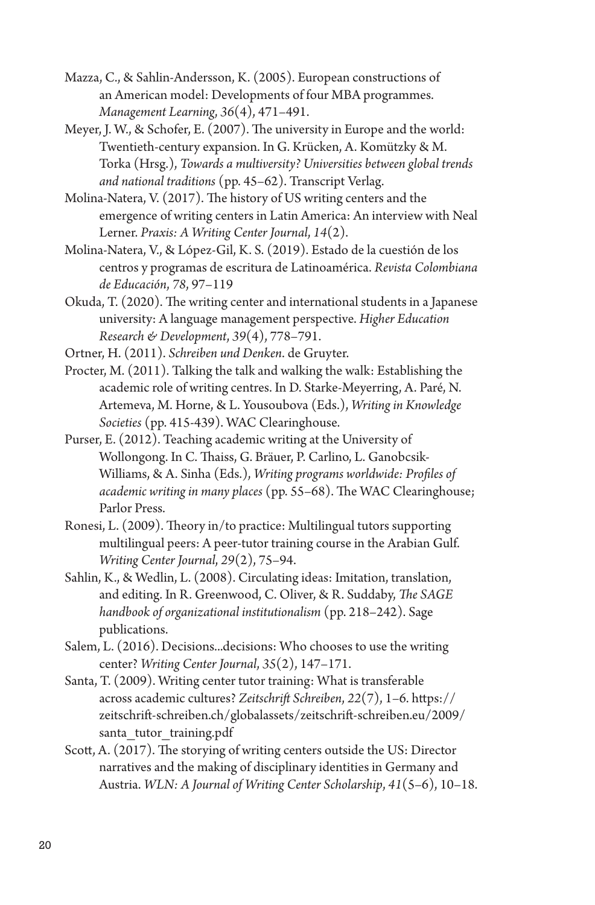Mazza, C., & Sahlin-Andersson, K. (2005). European constructions of an American model: Developments of four MBA programmes. *Management Learning*, *36*(4), 471–491.

Meyer, J. W., & Schofer, E. (2007). The university in Europe and the world: Twentieth-century expansion. In G. Krücken, A. Komützky & M. Torka (Hrsg.), *Towards a multiversity? Universities between global trends and national traditions* (pp. 45–62). Transcript Verlag.

Molina-Natera, V. (2017). The history of US writing centers and the emergence of writing centers in Latin America: An interview with Neal Lerner. *Praxis: A Writing Center Journal*, *14*(2).

Molina-Natera, V., & López-Gil, K. S. (2019). Estado de la cuestión de los centros y programas de escritura de Latinoamérica. *Revista Colombiana de Educación*, *78*, 97–119

Okuda, T. (2020). The writing center and international students in a Japanese university: A language management perspective. *Higher Education Research & Development*, *39*(4), 778–791.

Ortner, H. (2011). *Schreiben und Denken*. de Gruyter.

Procter, M. (2011). Talking the talk and walking the walk: Establishing the academic role of writing centres. In D. Starke-Meyerring, A. Paré, N. Artemeva, M. Horne, & L. Yousoubova (Eds.), *Writing in Knowledge Societies* (pp. 415-439). WAC Clearinghouse.

Purser, E. (2012). Teaching academic writing at the University of Wollongong. In C. Thaiss, G. Bräuer, P. Carlino, L. Ganobcsik-Williams, & A. Sinha (Eds.), *Writing programs worldwide: Profiles of academic writing in many places* (pp. 55–68). The WAC Clearinghouse; Parlor Press.

Ronesi, L. (2009). Theory in/to practice: Multilingual tutors supporting multilingual peers: A peer-tutor training course in the Arabian Gulf. *Writing Center Journal*, *29*(2), 75–94.

Sahlin, K., & Wedlin, L. (2008). Circulating ideas: Imitation, translation, and editing. In R. Greenwood, C. Oliver, & R. Suddaby, *The SAGE handbook of organizational institutionalism* (pp. 218–242). Sage publications.

Salem, L. (2016). Decisions...decisions: Who chooses to use the writing center? *Writing Center Journal*, *35*(2), 147–171.

Santa, T. (2009). Writing center tutor training: What is transferable across academic cultures? *Zeitschrift Schreiben*, *22*(7), 1–6. https://zeitschrift-schreiben.ch/globalassets/zeitschrift-schreiben.eu/2009/santa_tutor_training.pdf

Scott, A. (2017). The storying of writing centers outside the US: Director narratives and the making of disciplinary identities in Germany and Austria. *WLN: A Journal of Writing Center Scholarship*, *41*(5–6), 10–18.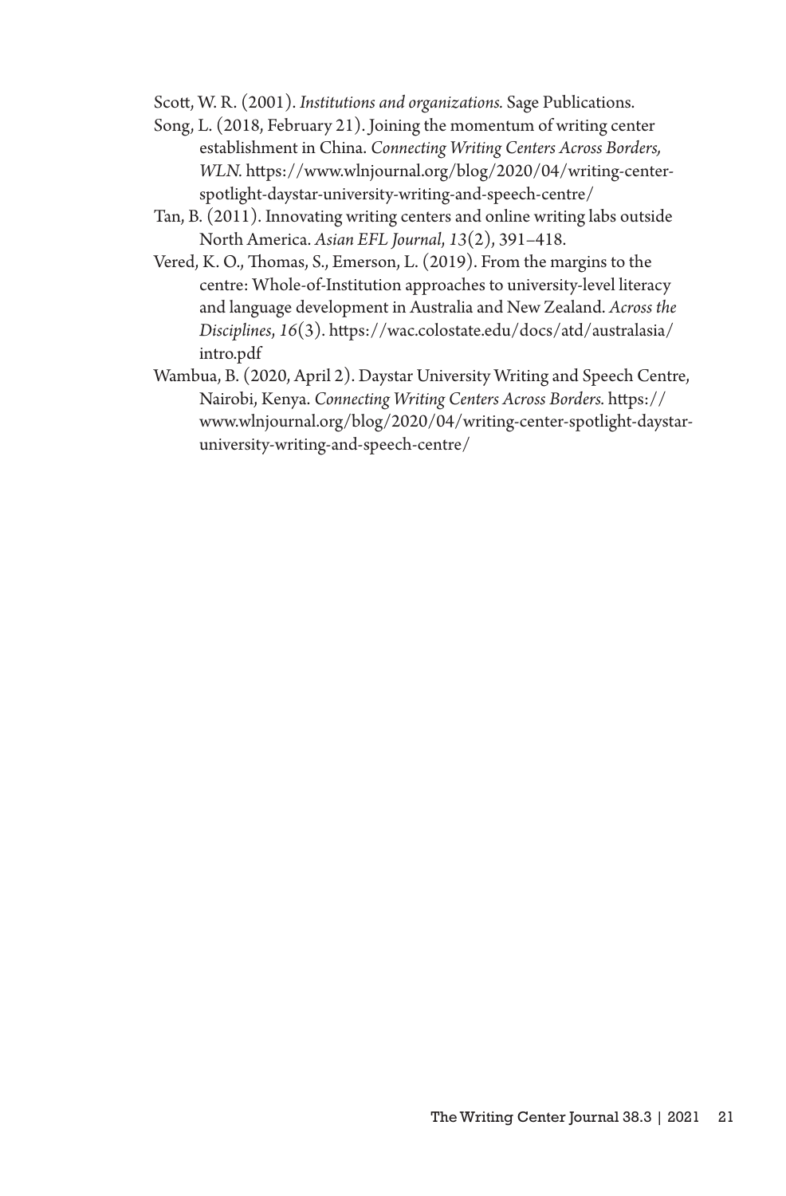Scott, W. R. (2001). *Institutions and organizations.* Sage Publications.

Song, L. (2018, February 21). Joining the momentum of writing center establishment in China. *Connecting Writing Centers Across Borders, WLN.* https://www.wlnjournal.org/blog/2020/04/writing-center-spotlight-daystar-university-writing-and-speech-centre/

Tan, B. (2011). Innovating writing centers and online writing labs outside North America. *Asian EFL Journal*, *13*(2), 391–418.

Vered, K. O., Thomas, S., Emerson, L. (2019). From the margins to the centre: Whole-of-Institution approaches to university-level literacy and language development in Australia and New Zealand. *Across the Disciplines*, *16*(3). https://wac.colostate.edu/docs/atd/australasia/intro.pdf

Wambua, B. (2020, April 2). Daystar University Writing and Speech Centre, Nairobi, Kenya. *Connecting Writing Centers Across Borders.* https://www.wlnjournal.org/blog/2020/04/writing-center-spotlight-daystar-university-writing-and-speech-centre/